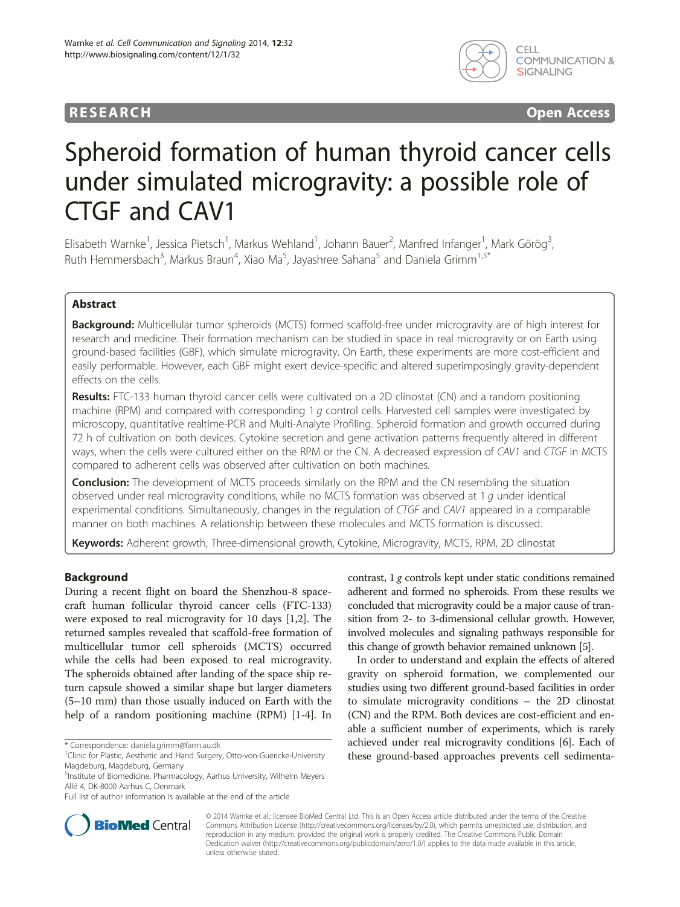RESEARCH Open Access

# Spheroid formation of human thyroid cancer cells under simulated microgravity: a possible role of CTGF and CAV1

Elisabeth Warnke[1], Jessica Pietsch[1], Markus Wehland[1], Johann Bauer[2], Manfred Infanger[1], Mark Görög[3], Ruth Hemmersbach[3], Markus Braun[4], Xiao Ma[5], Jayashree Sahana[5] and Daniela Grimm[1,5*]

## Abstract

**Background:** Multicellular tumor spheroids (MCTS) formed scaffold-free under microgravity are of high interest for research and medicine. Their formation mechanism can be studied in space in real microgravity or on Earth using ground-based facilities (GBF), which simulate microgravity. On Earth, these experiments are more cost-efficient and easily performable. However, each GBF might exert device-specific and altered superimposingly gravity-dependent effects on the cells.

**Results:** FTC-133 human thyroid cancer cells were cultivated on a 2D clinostat (CN) and a random positioning machine (RPM) and compared with corresponding 1 *g* control cells. Harvested cell samples were investigated by microscopy, quantitative realtime-PCR and Multi-Analyte Profiling. Spheroid formation and growth occurred during 72 h of cultivation on both devices. Cytokine secretion and gene activation patterns frequently altered in different ways, when the cells were cultured either on the RPM or the CN. A decreased expression of *CAV1* and *CTGF* in MCTS compared to adherent cells was observed after cultivation on both machines.

**Conclusion:** The development of MCTS proceeds similarly on the RPM and the CN resembling the situation observed under real microgravity conditions, while no MCTS formation was observed at 1 *g* under identical experimental conditions. Simultaneously, changes in the regulation of *CTGF* and *CAV1* appeared in a comparable manner on both machines. A relationship between these molecules and MCTS formation is discussed.

**Keywords:** Adherent growth, Three-dimensional growth, Cytokine, Microgravity, MCTS, RPM, 2D clinostat

## Background

During a recent flight on board the Shenzhou-8 spacecraft human follicular thyroid cancer cells (FTC-133) were exposed to real microgravity for 10 days [1,2]. The returned samples revealed that scaffold-free formation of multicellular tumor cell spheroids (MCTS) occurred while the cells had been exposed to real microgravity. The spheroids obtained after landing of the space ship return capsule showed a similar shape but larger diameters (5–10 mm) than those usually induced on Earth with the help of a random positioning machine (RPM) [1-4]. In contrast, 1 *g* controls kept under static conditions remained adherent and formed no spheroids. From these results we concluded that microgravity could be a major cause of transition from 2- to 3-dimensional cellular growth. However, involved molecules and signaling pathways responsible for this change of growth behavior remained unknown [5].

In order to understand and explain the effects of altered gravity on spheroid formation, we complemented our studies using two different ground-based facilities in order to simulate microgravity conditions – the 2D clinostat (CN) and the RPM. Both devices are cost-efficient and enable a sufficient number of experiments, which is rarely achieved under real microgravity conditions [6]. Each of these ground-based approaches prevents cell sedimenta-

\* Correspondence: daniela.grimm@farm.au.dk
[1]Clinic for Plastic, Aesthetic and Hand Surgery, Otto-von-Guericke-University Magdeburg, Magdeburg, Germany
[5]Institute of Biomedicine, Pharmacology, Aarhus University, Wilhelm Meyers Allé 4, DK-8000 Aarhus C, Denmark
Full list of author information is available at the end of the article

© 2014 Warnke et al.; licensee BioMed Central Ltd. This is an Open Access article distributed under the terms of the Creative Commons Attribution License (http://creativecommons.org/licenses/by/2.0), which permits unrestricted use, distribution, and reproduction in any medium, provided the original work is properly credited. The Creative Commons Public Domain Dedication waiver (http://creativecommons.org/publicdomain/zero/1.0/) applies to the data made available in this article, unless otherwise stated.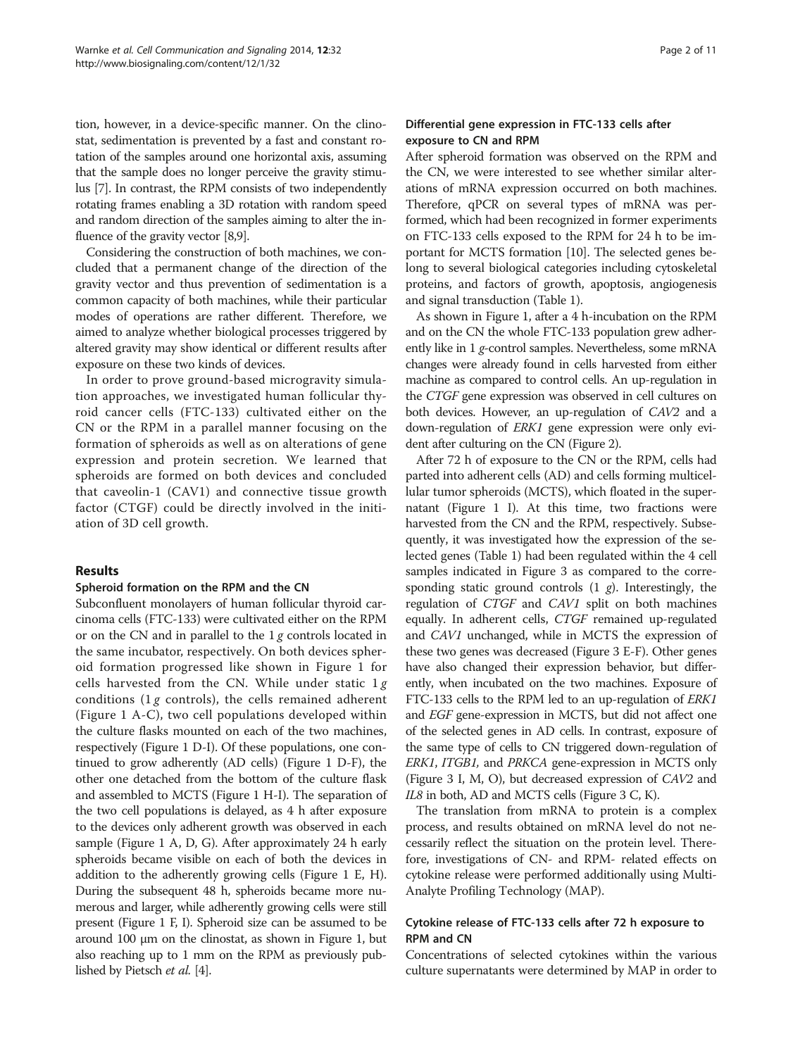tion, however, in a device-specific manner. On the clinostat, sedimentation is prevented by a fast and constant rotation of the samples around one horizontal axis, assuming that the sample does no longer perceive the gravity stimulus [7]. In contrast, the RPM consists of two independently rotating frames enabling a 3D rotation with random speed and random direction of the samples aiming to alter the influence of the gravity vector [8,9].

Considering the construction of both machines, we concluded that a permanent change of the direction of the gravity vector and thus prevention of sedimentation is a common capacity of both machines, while their particular modes of operations are rather different. Therefore, we aimed to analyze whether biological processes triggered by altered gravity may show identical or different results after exposure on these two kinds of devices.

In order to prove ground-based microgravity simulation approaches, we investigated human follicular thyroid cancer cells (FTC-133) cultivated either on the CN or the RPM in a parallel manner focusing on the formation of spheroids as well as on alterations of gene expression and protein secretion. We learned that spheroids are formed on both devices and concluded that caveolin-1 (CAV1) and connective tissue growth factor (CTGF) could be directly involved in the initiation of 3D cell growth.

## Results

### Spheroid formation on the RPM and the CN

Subconfluent monolayers of human follicular thyroid carcinoma cells (FTC-133) were cultivated either on the RPM or on the CN and in parallel to the 1 *g* controls located in the same incubator, respectively. On both devices spheroid formation progressed like shown in Figure 1 for cells harvested from the CN. While under static 1 *g* conditions (1 *g* controls), the cells remained adherent (Figure 1 A-C), two cell populations developed within the culture flasks mounted on each of the two machines, respectively (Figure 1 D-I). Of these populations, one continued to grow adherently (AD cells) (Figure 1 D-F), the other one detached from the bottom of the culture flask and assembled to MCTS (Figure 1 H-I). The separation of the two cell populations is delayed, as 4 h after exposure to the devices only adherent growth was observed in each sample (Figure 1 A, D, G). After approximately 24 h early spheroids became visible on each of both the devices in addition to the adherently growing cells (Figure 1 E, H). During the subsequent 48 h, spheroids became more numerous and larger, while adherently growing cells were still present (Figure 1 F, I). Spheroid size can be assumed to be around 100 μm on the clinostat, as shown in Figure 1, but also reaching up to 1 mm on the RPM as previously published by Pietsch *et al.* [4].

### Differential gene expression in FTC-133 cells after exposure to CN and RPM

After spheroid formation was observed on the RPM and the CN, we were interested to see whether similar alterations of mRNA expression occurred on both machines. Therefore, qPCR on several types of mRNA was performed, which had been recognized in former experiments on FTC-133 cells exposed to the RPM for 24 h to be important for MCTS formation [10]. The selected genes belong to several biological categories including cytoskeletal proteins, and factors of growth, apoptosis, angiogenesis and signal transduction (Table 1).

As shown in Figure 1, after a 4 h-incubation on the RPM and on the CN the whole FTC-133 population grew adherently like in 1 *g*-control samples. Nevertheless, some mRNA changes were already found in cells harvested from either machine as compared to control cells. An up-regulation in the *CTGF* gene expression was observed in cell cultures on both devices. However, an up-regulation of *CAV2* and a down-regulation of *ERK1* gene expression were only evident after culturing on the CN (Figure 2).

After 72 h of exposure to the CN or the RPM, cells had parted into adherent cells (AD) and cells forming multicellular tumor spheroids (MCTS), which floated in the supernatant (Figure 1 I). At this time, two fractions were harvested from the CN and the RPM, respectively. Subsequently, it was investigated how the expression of the selected genes (Table 1) had been regulated within the 4 cell samples indicated in Figure 3 as compared to the corresponding static ground controls (1 *g*). Interestingly, the regulation of *CTGF* and *CAV1* split on both machines equally. In adherent cells, *CTGF* remained up-regulated and *CAV1* unchanged, while in MCTS the expression of these two genes was decreased (Figure 3 E-F). Other genes have also changed their expression behavior, but differently, when incubated on the two machines. Exposure of FTC-133 cells to the RPM led to an up-regulation of *ERK1* and *EGF* gene-expression in MCTS, but did not affect one of the selected genes in AD cells. In contrast, exposure of the same type of cells to CN triggered down-regulation of *ERK1*, *ITGB1,* and *PRKCA* gene-expression in MCTS only (Figure 3 I, M, O), but decreased expression of *CAV2* and *IL8* in both, AD and MCTS cells (Figure 3 C, K).

The translation from mRNA to protein is a complex process, and results obtained on mRNA level do not necessarily reflect the situation on the protein level. Therefore, investigations of CN- and RPM- related effects on cytokine release were performed additionally using Multi-Analyte Profiling Technology (MAP).

### Cytokine release of FTC-133 cells after 72 h exposure to RPM and CN

Concentrations of selected cytokines within the various culture supernatants were determined by MAP in order to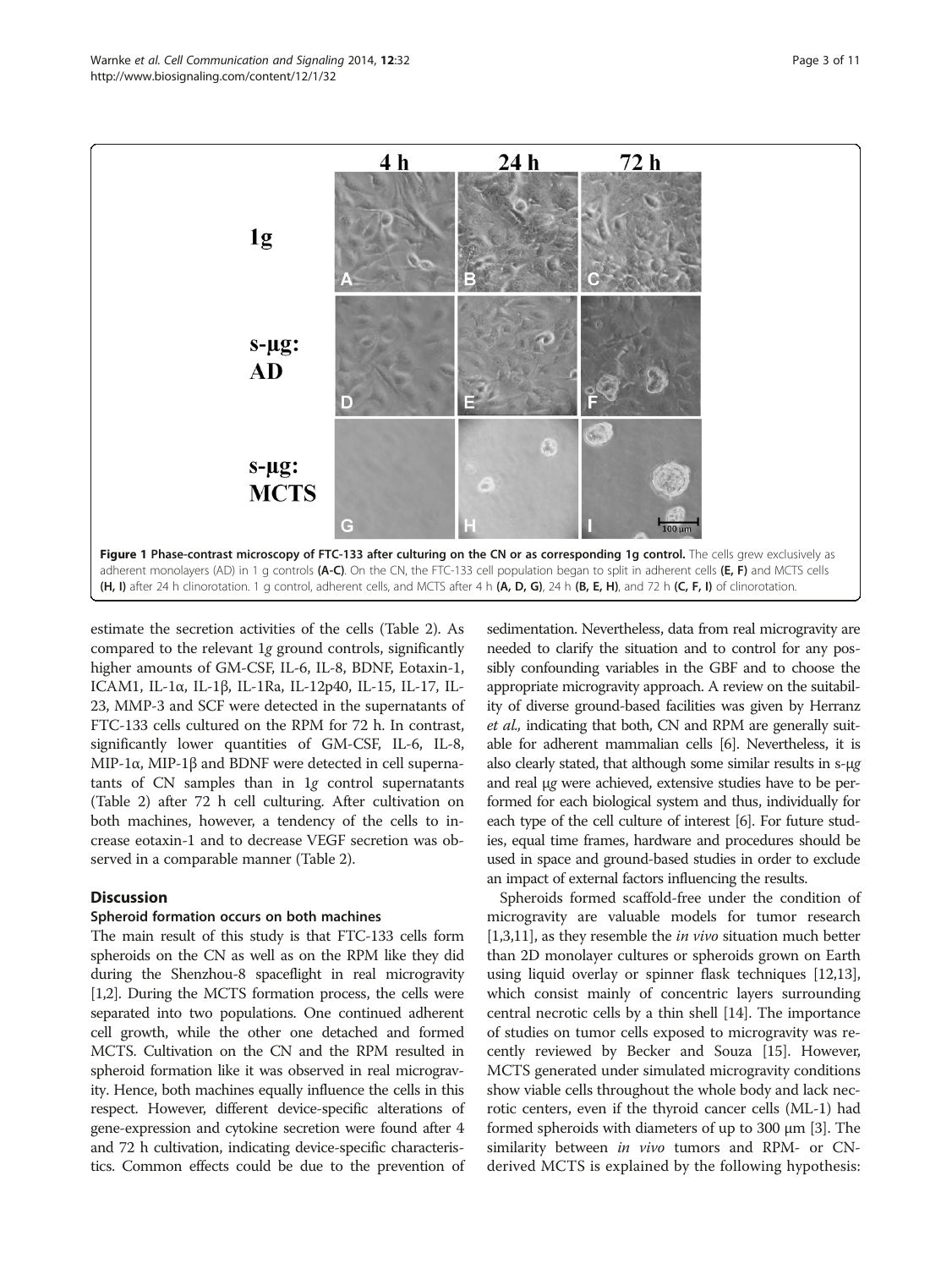**Figure 1 Phase-contrast microscopy of FTC-133 after culturing on the CN or as corresponding 1g control.** The cells grew exclusively as adherent monolayers (AD) in 1 g controls **(A-C)**. On the CN, the FTC-133 cell population began to split in adherent cells **(E, F)** and MCTS cells **(H, I)** after 24 h clinorotation. 1 g control, adherent cells, and MCTS after 4 h **(A, D, G)**, 24 h **(B, E, H)**, and 72 h **(C, F, I)** of clinorotation.

estimate the secretion activities of the cells (Table 2). As compared to the relevant 1*g* ground controls, significantly higher amounts of GM-CSF, IL-6, IL-8, BDNF, Eotaxin-1, ICAM1, IL-1α, IL-1β, IL-1Ra, IL-12p40, IL-15, IL-17, IL-23, MMP-3 and SCF were detected in the supernatants of FTC-133 cells cultured on the RPM for 72 h. In contrast, significantly lower quantities of GM-CSF, IL-6, IL-8, MIP-1α, MIP-1β and BDNF were detected in cell supernatants of CN samples than in 1*g* control supernatants (Table 2) after 72 h cell culturing. After cultivation on both machines, however, a tendency of the cells to increase eotaxin-1 and to decrease VEGF secretion was observed in a comparable manner (Table 2).

## Discussion

### Spheroid formation occurs on both machines

The main result of this study is that FTC-133 cells form spheroids on the CN as well as on the RPM like they did during the Shenzhou-8 spaceflight in real microgravity [1,2]. During the MCTS formation process, the cells were separated into two populations. One continued adherent cell growth, while the other one detached and formed MCTS. Cultivation on the CN and the RPM resulted in spheroid formation like it was observed in real microgravity. Hence, both machines equally influence the cells in this respect. However, different device-specific alterations of gene-expression and cytokine secretion were found after 4 and 72 h cultivation, indicating device-specific characteristics. Common effects could be due to the prevention of sedimentation. Nevertheless, data from real microgravity are needed to clarify the situation and to control for any possibly confounding variables in the GBF and to choose the appropriate microgravity approach. A review on the suitability of diverse ground-based facilities was given by Herranz *et al.,* indicating that both, CN and RPM are generally suitable for adherent mammalian cells [6]. Nevertheless, it is also clearly stated, that although some similar results in s-μ*g* and real μ*g* were achieved, extensive studies have to be performed for each biological system and thus, individually for each type of the cell culture of interest [6]. For future studies, equal time frames, hardware and procedures should be used in space and ground-based studies in order to exclude an impact of external factors influencing the results.

Spheroids formed scaffold-free under the condition of microgravity are valuable models for tumor research [1,3,11], as they resemble the *in vivo* situation much better than 2D monolayer cultures or spheroids grown on Earth using liquid overlay or spinner flask techniques [12,13], which consist mainly of concentric layers surrounding central necrotic cells by a thin shell [14]. The importance of studies on tumor cells exposed to microgravity was recently reviewed by Becker and Souza [15]. However, MCTS generated under simulated microgravity conditions show viable cells throughout the whole body and lack necrotic centers, even if the thyroid cancer cells (ML-1) had formed spheroids with diameters of up to 300 μm [3]. The similarity between *in vivo* tumors and RPM- or CN-derived MCTS is explained by the following hypothesis: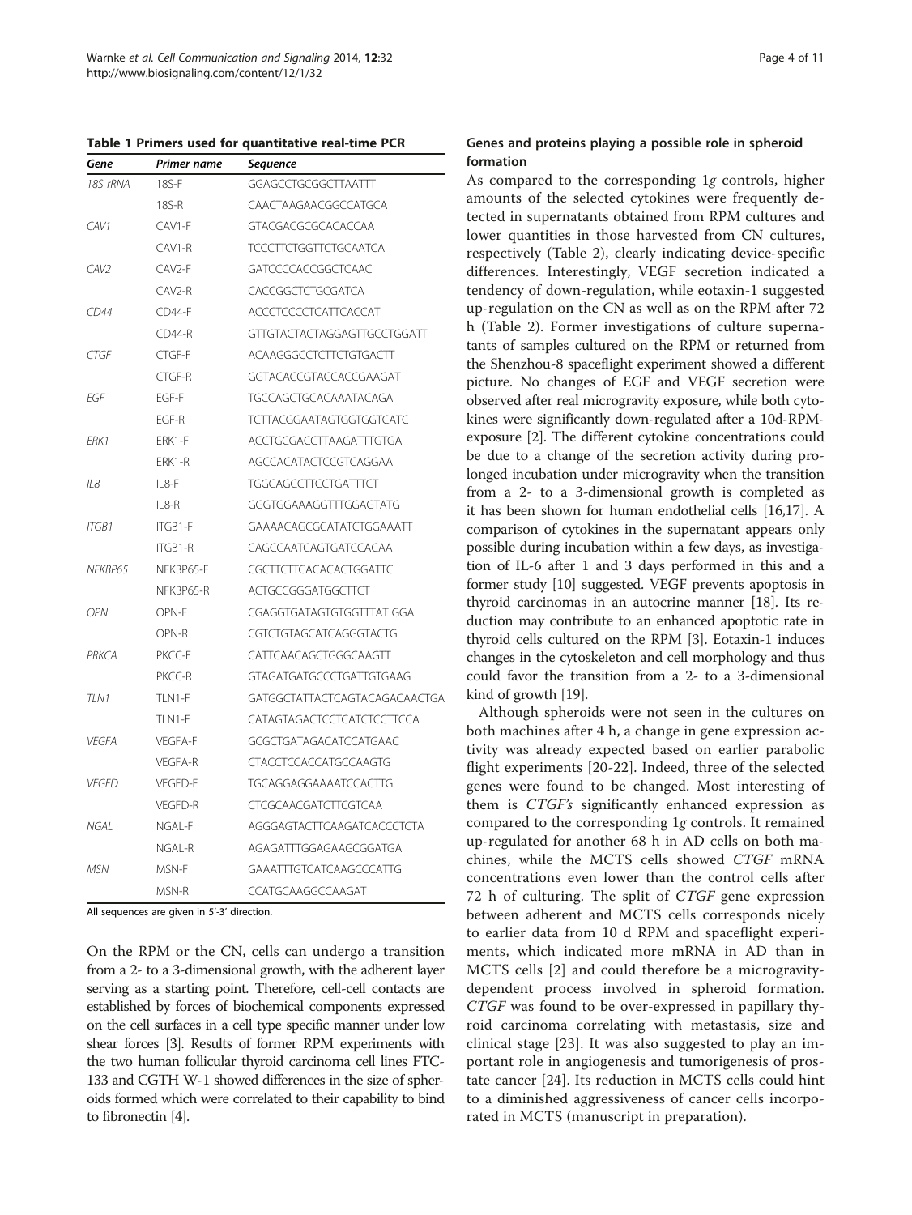**Table 1 Primers used for quantitative real-time PCR**

| Gene | Primer name | Sequence |
|---|---|---|
| *18S rRNA* | 18S-F | GGAGCCTGCGGCTTAATTT |
| | 18S-R | CAACTAAGAACGGCCATGCA |
| *CAV1* | CAV1-F | GTACGACGCGCACACCAA |
| | CAV1-R | TCCCTTCTGGTTCTGCAATCA |
| *CAV2* | CAV2-F | GATCCCCACCGGCTCAAC |
| | CAV2-R | CACCGGCTCTGCGATCA |
| *CD44* | CD44-F | ACCCTCCCCTCATTCACCAT |
| | CD44-R | GTTGTACTACTAGGAGTTGCCTGGATT |
| *CTGF* | CTGF-F | ACAAGGGCCTCTTCTGTGACTT |
| | CTGF-R | GGTACACCGTACCACCGAAGAT |
| *EGF* | EGF-F | TGCCAGCTGCACAAATACAGA |
| | EGF-R | TCTTACGGAATAGTGGTGGTCATC |
| *ERK1* | ERK1-F | ACCTGCGACCTTAAGATTTGTGA |
| | ERK1-R | AGCCACATACTCCGTCAGGAA |
| *IL8* | IL8-F | TGGCAGCCTTCCTGATTTCT |
| | IL8-R | GGGTGGAAAGGTTTGGAGTATG |
| *ITGB1* | ITGB1-F | GAAAACAGCGCATATCTGGAAATT |
| | ITGB1-R | CAGCCAATCAGTGATCCACAA |
| *NFKBP65* | NFKBP65-F | CGCTTCTTCACACACTGGATTC |
| | NFKBP65-R | ACTGCCGGGATGGCTTCT |
| *OPN* | OPN-F | CGAGGTGATAGTGTGGTTTAT GGA |
| | OPN-R | CGTCTGTAGCATCAGGGTACTG |
| *PRKCA* | PKCC-F | CATTCAACAGCTGGGCAAGTT |
| | PKCC-R | GTAGATGATGCCCTGATTGTGAAG |
| *TLN1* | TLN1-F | GATGGCTATTACTCAGTACAGACAACTGA |
| | TLN1-F | CATAGTAGACTCCTCATCTCCTTCCA |
| *VEGFA* | VEGFA-F | GCGCTGATAGACATCCATGAAC |
| | VEGFA-R | CTACCTCCACCATGCCAAGTG |
| *VEGFD* | VEGFD-F | TGCAGGAGGAAAATCCACTTG |
| | VEGFD-R | CTCGCAACGATCTTCGTCAA |
| *NGAL* | NGAL-F | AGGGAGTACTTCAAGATCACCCTCTA |
| | NGAL-R | AGAGATTTGGAGAAGCGGATGA |
| *MSN* | MSN-F | GAAATTTGTCATCAAGCCCATTG |
| | MSN-R | CCATGCAAGGCCAAGAT |

All sequences are given in 5'-3' direction.

On the RPM or the CN, cells can undergo a transition from a 2- to a 3-dimensional growth, with the adherent layer serving as a starting point. Therefore, cell-cell contacts are established by forces of biochemical components expressed on the cell surfaces in a cell type specific manner under low shear forces [3]. Results of former RPM experiments with the two human follicular thyroid carcinoma cell lines FTC-133 and CGTH W-1 showed differences in the size of spheroids formed which were correlated to their capability to bind to fibronectin [4].

### Genes and proteins playing a possible role in spheroid formation

As compared to the corresponding 1*g* controls, higher amounts of the selected cytokines were frequently detected in supernatants obtained from RPM cultures and lower quantities in those harvested from CN cultures, respectively (Table 2), clearly indicating device-specific differences. Interestingly, VEGF secretion indicated a tendency of down-regulation, while eotaxin-1 suggested up-regulation on the CN as well as on the RPM after 72 h (Table 2). Former investigations of culture supernatants of samples cultured on the RPM or returned from the Shenzhou-8 spaceflight experiment showed a different picture. No changes of EGF and VEGF secretion were observed after real microgravity exposure, while both cytokines were significantly down-regulated after a 10d-RPM-exposure [2]. The different cytokine concentrations could be due to a change of the secretion activity during prolonged incubation under microgravity when the transition from a 2- to a 3-dimensional growth is completed as it has been shown for human endothelial cells [16,17]. A comparison of cytokines in the supernatant appears only possible during incubation within a few days, as investigation of IL-6 after 1 and 3 days performed in this and a former study [10] suggested. VEGF prevents apoptosis in thyroid carcinomas in an autocrine manner [18]. Its reduction may contribute to an enhanced apoptotic rate in thyroid cells cultured on the RPM [3]. Eotaxin-1 induces changes in the cytoskeleton and cell morphology and thus could favor the transition from a 2- to a 3-dimensional kind of growth [19].

Although spheroids were not seen in the cultures on both machines after 4 h, a change in gene expression activity was already expected based on earlier parabolic flight experiments [20-22]. Indeed, three of the selected genes were found to be changed. Most interesting of them is *CTGF's* significantly enhanced expression as compared to the corresponding 1*g* controls. It remained up-regulated for another 68 h in AD cells on both machines, while the MCTS cells showed *CTGF* mRNA concentrations even lower than the control cells after 72 h of culturing. The split of *CTGF* gene expression between adherent and MCTS cells corresponds nicely to earlier data from 10 d RPM and spaceflight experiments, which indicated more mRNA in AD than in MCTS cells [2] and could therefore be a microgravity-dependent process involved in spheroid formation. *CTGF* was found to be over-expressed in papillary thyroid carcinoma correlating with metastasis, size and clinical stage [23]. It was also suggested to play an important role in angiogenesis and tumorigenesis of prostate cancer [24]. Its reduction in MCTS cells could hint to a diminished aggressiveness of cancer cells incorporated in MCTS (manuscript in preparation).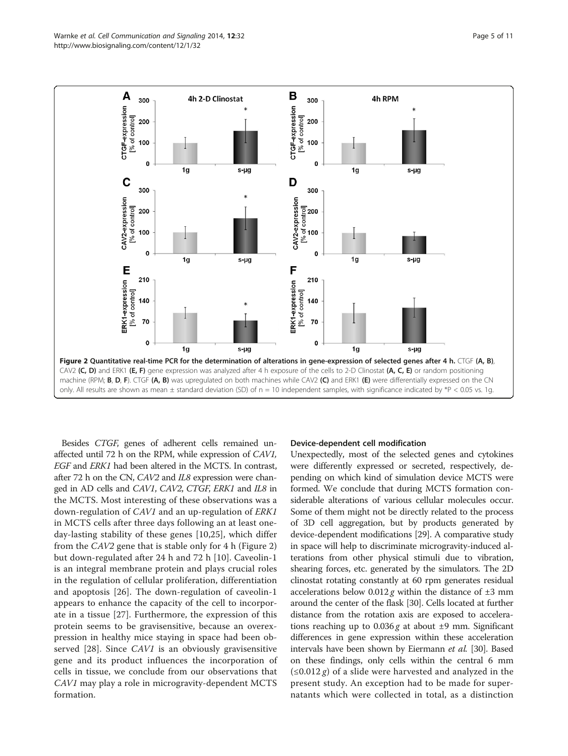**Figure 2 Quantitative real-time PCR for the determination of alterations in gene-expression of selected genes after 4 h.** CTGF **(A, B)**, CAV2 **(C, D)** and ERK1 **(E, F)** gene expression was analyzed after 4 h exposure of the cells to 2-D Clinostat **(A, C, E)** or random positioning machine (RPM; **B**, **D**, **F**). CTGF **(A, B)** was upregulated on both machines while CAV2 **(C)** and ERK1 **(E)** were differentially expressed on the CN only. All results are shown as mean ± standard deviation (SD) of n = 10 independent samples, with significance indicated by $^{*}P < 0.05$ vs. 1g.

Besides *CTGF*, genes of adherent cells remained unaffected until 72 h on the RPM, while expression of *CAV1*, *EGF* and *ERK1* had been altered in the MCTS. In contrast, after 72 h on the CN, *CAV2* and *IL8* expression were changed in AD cells and *CAV1*, *CAV2*, *CTGF*, *ERK1* and *IL8* in the MCTS. Most interesting of these observations was a down-regulation of *CAV1* and an up-regulation of *ERK1* in MCTS cells after three days following an at least one-day-lasting stability of these genes [10,25], which differ from the *CAV2* gene that is stable only for 4 h (Figure 2) but down-regulated after 24 h and 72 h [10]. Caveolin-1 is an integral membrane protein and plays crucial roles in the regulation of cellular proliferation, differentiation and apoptosis [26]. The down-regulation of caveolin-1 appears to enhance the capacity of the cell to incorporate in a tissue [27]. Furthermore, the expression of this protein seems to be gravisensitive, because an overexpression in healthy mice staying in space had been observed [28]. Since *CAV1* is an obviously gravisensitive gene and its product influences the incorporation of cells in tissue, we conclude from our observations that *CAV1* may play a role in microgravity-dependent MCTS formation.

#### Device-dependent cell modification

Unexpectedly, most of the selected genes and cytokines were differently expressed or secreted, respectively, depending on which kind of simulation device MCTS were formed. We conclude that during MCTS formation considerable alterations of various cellular molecules occur. Some of them might not be directly related to the process of 3D cell aggregation, but by products generated by device-dependent modifications [29]. A comparative study in space will help to discriminate microgravity-induced alterations from other physical stimuli due to vibration, shearing forces, etc. generated by the simulators. The 2D clinostat rotating constantly at 60 rpm generates residual accelerations below $0.012\,g$ within the distance of ±3 mm around the center of the flask [30]. Cells located at further distance from the rotation axis are exposed to accelerations reaching up to $0.036\,g$ at about ±9 mm. Significant differences in gene expression within these acceleration intervals have been shown by Eiermann *et al.* [30]. Based on these findings, only cells within the central 6 mm ($\leq 0.012\,g$) of a slide were harvested and analyzed in the present study. An exception had to be made for supernatants which were collected in total, as a distinction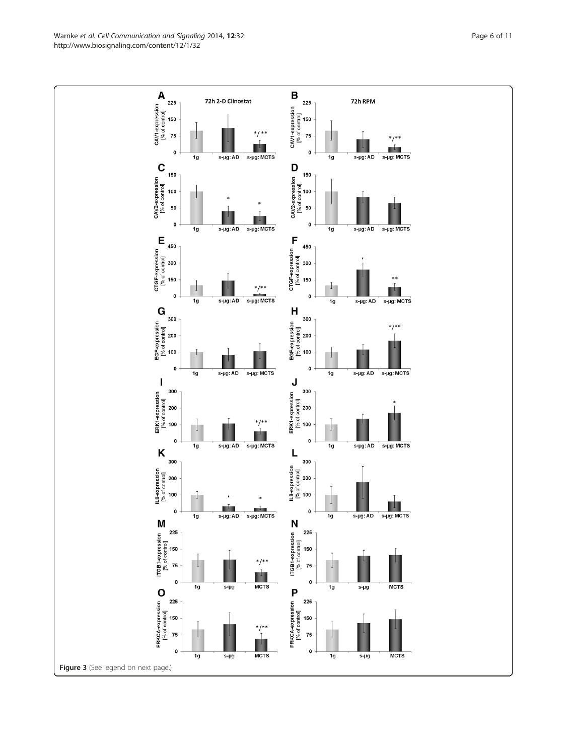Figure 3 (See legend on next page.)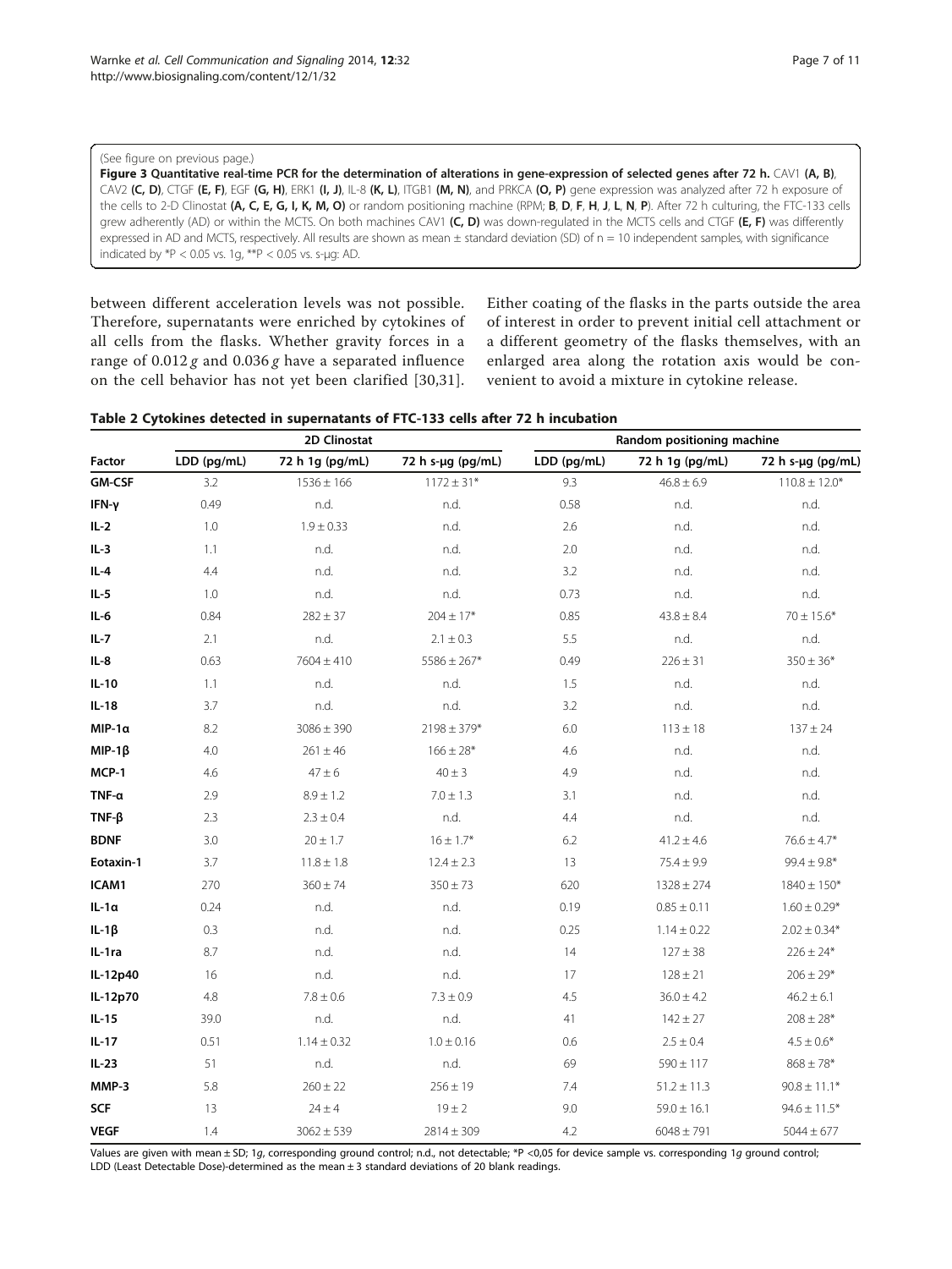(See figure on previous page.)

**Figure 3 Quantitative real-time PCR for the determination of alterations in gene-expression of selected genes after 72 h.** CAV1 **(A, B)**, CAV2 **(C, D)**, CTGF **(E, F)**, EGF **(G, H)**, ERK1 **(I, J)**, IL-8 **(K, L)**, ITGB1 **(M, N)**, and PRKCA **(O, P)** gene expression was analyzed after 72 h exposure of the cells to 2-D Clinostat **(A, C, E, G, I, K, M, O)** or random positioning machine (RPM; **B**, **D**, **F**, **H**, **J**, **L**, **N**, **P**). After 72 h culturing, the FTC-133 cells grew adherently (AD) or within the MCTS. On both machines CAV1 **(C, D)** was down-regulated in the MCTS cells and CTGF **(E, F)** was differently expressed in AD and MCTS, respectively. All results are shown as mean ± standard deviation (SD) of n = 10 independent samples, with significance indicated by *P < 0.05 vs. 1g, **P < 0.05 vs. s-μg: AD.

between different acceleration levels was not possible. Therefore, supernatants were enriched by cytokines of all cells from the flasks. Whether gravity forces in a range of 0.012 *g* and 0.036 *g* have a separated influence on the cell behavior has not yet been clarified [30,31]. Either coating of the flasks in the parts outside the area of interest in order to prevent initial cell attachment or a different geometry of the flasks themselves, with an enlarged area along the rotation axis would be convenient to avoid a mixture in cytokine release.

**Table 2 Cytokines detected in supernatants of FTC-133 cells after 72 h incubation**

| | 2D Clinostat | | | Random positioning machine | | |
|---|---|---|---|---|---|---|
| **Factor** | LDD (pg/mL) | 72 h 1g (pg/mL) | 72 h s-μg (pg/mL) | LDD (pg/mL) | 72 h 1g (pg/mL) | 72 h s-μg (pg/mL) |
| **GM-CSF** | 3.2 | 1536 ± 166 | 1172 ± 31* | 9.3 | 46.8 ± 6.9 | 110.8 ± 12.0* |
| **IFN-γ** | 0.49 | n.d. | n.d. | 0.58 | n.d. | n.d. |
| **IL-2** | 1.0 | 1.9 ± 0.33 | n.d. | 2.6 | n.d. | n.d. |
| **IL-3** | 1.1 | n.d. | n.d. | 2.0 | n.d. | n.d. |
| **IL-4** | 4.4 | n.d. | n.d. | 3.2 | n.d. | n.d. |
| **IL-5** | 1.0 | n.d. | n.d. | 0.73 | n.d. | n.d. |
| **IL-6** | 0.84 | 282 ± 37 | 204 ± 17* | 0.85 | 43.8 ± 8.4 | 70 ± 15.6* |
| **IL-7** | 2.1 | n.d. | 2.1 ± 0.3 | 5.5 | n.d. | n.d. |
| **IL-8** | 0.63 | 7604 ± 410 | 5586 ± 267* | 0.49 | 226 ± 31 | 350 ± 36* |
| **IL-10** | 1.1 | n.d. | n.d. | 1.5 | n.d. | n.d. |
| **IL-18** | 3.7 | n.d. | n.d. | 3.2 | n.d. | n.d. |
| **MIP-1α** | 8.2 | 3086 ± 390 | 2198 ± 379* | 6.0 | 113 ± 18 | 137 ± 24 |
| **MIP-1β** | 4.0 | 261 ± 46 | 166 ± 28* | 4.6 | n.d. | n.d. |
| **MCP-1** | 4.6 | 47 ± 6 | 40 ± 3 | 4.9 | n.d. | n.d. |
| **TNF-α** | 2.9 | 8.9 ± 1.2 | 7.0 ± 1.3 | 3.1 | n.d. | n.d. |
| **TNF-β** | 2.3 | 2.3 ± 0.4 | n.d. | 4.4 | n.d. | n.d. |
| **BDNF** | 3.0 | 20 ± 1.7 | 16 ± 1.7* | 6.2 | 41.2 ± 4.6 | 76.6 ± 4.7* |
| **Eotaxin-1** | 3.7 | 11.8 ± 1.8 | 12.4 ± 2.3 | 13 | 75.4 ± 9.9 | 99.4 ± 9.8* |
| **ICAM1** | 270 | 360 ± 74 | 350 ± 73 | 620 | 1328 ± 274 | 1840 ± 150* |
| **IL-1α** | 0.24 | n.d. | n.d. | 0.19 | 0.85 ± 0.11 | 1.60 ± 0.29* |
| **IL-1β** | 0.3 | n.d. | n.d. | 0.25 | 1.14 ± 0.22 | 2.02 ± 0.34* |
| **IL-1ra** | 8.7 | n.d. | n.d. | 14 | 127 ± 38 | 226 ± 24* |
| **IL-12p40** | 16 | n.d. | n.d. | 17 | 128 ± 21 | 206 ± 29* |
| **IL-12p70** | 4.8 | 7.8 ± 0.6 | 7.3 ± 0.9 | 4.5 | 36.0 ± 4.2 | 46.2 ± 6.1 |
| **IL-15** | 39.0 | n.d. | n.d. | 41 | 142 ± 27 | 208 ± 28* |
| **IL-17** | 0.51 | 1.14 ± 0.32 | 1.0 ± 0.16 | 0.6 | 2.5 ± 0.4 | 4.5 ± 0.6* |
| **IL-23** | 51 | n.d. | n.d. | 69 | 590 ± 117 | 868 ± 78* |
| **MMP-3** | 5.8 | 260 ± 22 | 256 ± 19 | 7.4 | 51.2 ± 11.3 | 90.8 ± 11.1* |
| **SCF** | 13 | 24 ± 4 | 19 ± 2 | 9.0 | 59.0 ± 16.1 | 94.6 ± 11.5* |
| **VEGF** | 1.4 | 3062 ± 539 | 2814 ± 309 | 4.2 | 6048 ± 791 | 5044 ± 677 |

Values are given with mean ± SD; 1*g*, corresponding ground control; n.d., not detectable; *P <0,05 for device sample vs. corresponding 1*g* ground control; LDD (Least Detectable Dose)-determined as the mean ± 3 standard deviations of 20 blank readings.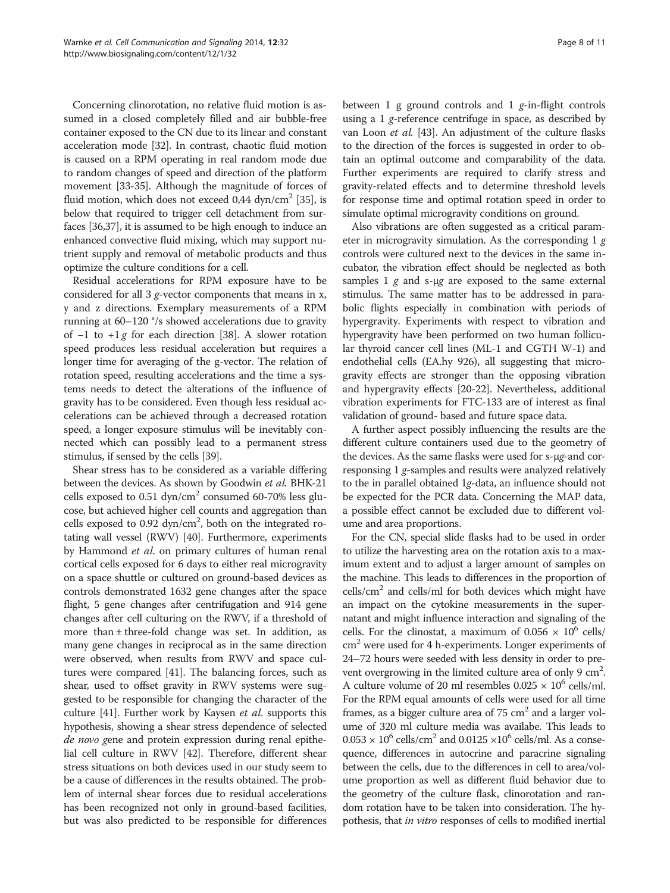Concerning clinorotation, no relative fluid motion is assumed in a closed completely filled and air bubble-free container exposed to the CN due to its linear and constant acceleration mode [32]. In contrast, chaotic fluid motion is caused on a RPM operating in real random mode due to random changes of speed and direction of the platform movement [33-35]. Although the magnitude of forces of fluid motion, which does not exceed 0,44 dyn/cm$^2$ [35], is below that required to trigger cell detachment from surfaces [36,37], it is assumed to be high enough to induce an enhanced convective fluid mixing, which may support nutrient supply and removal of metabolic products and thus optimize the culture conditions for a cell.

Residual accelerations for RPM exposure have to be considered for all 3 *g*-vector components that means in x, y and z directions. Exemplary measurements of a RPM running at 60–120 °/s showed accelerations due to gravity of −1 to +1 *g* for each direction [38]. A slower rotation speed produces less residual acceleration but requires a longer time for averaging of the g-vector. The relation of rotation speed, resulting accelerations and the time a systems needs to detect the alterations of the influence of gravity has to be considered. Even though less residual accelerations can be achieved through a decreased rotation speed, a longer exposure stimulus will be inevitably connected which can possibly lead to a permanent stress stimulus, if sensed by the cells [39].

Shear stress has to be considered as a variable differing between the devices. As shown by Goodwin *et al.* BHK-21 cells exposed to 0.51 dyn/cm$^2$ consumed 60-70% less glucose, but achieved higher cell counts and aggregation than cells exposed to 0.92 dyn/cm$^2$, both on the integrated rotating wall vessel (RWV) [40]. Furthermore, experiments by Hammond *et al.* on primary cultures of human renal cortical cells exposed for 6 days to either real microgravity on a space shuttle or cultured on ground-based devices as controls demonstrated 1632 gene changes after the space flight, 5 gene changes after centrifugation and 914 gene changes after cell culturing on the RWV, if a threshold of more than ± three-fold change was set. In addition, as many gene changes in reciprocal as in the same direction were observed, when results from RWV and space cultures were compared [41]. The balancing forces, such as shear, used to offset gravity in RWV systems were suggested to be responsible for changing the character of the culture [41]. Further work by Kaysen *et al.* supports this hypothesis, showing a shear stress dependence of selected *de novo g*ene and protein expression during renal epithelial cell culture in RWV [42]. Therefore, different shear stress situations on both devices used in our study seem to be a cause of differences in the results obtained. The problem of internal shear forces due to residual accelerations has been recognized not only in ground-based facilities, but was also predicted to be responsible for differences between 1 g ground controls and 1 *g*-in-flight controls using a 1 *g*-reference centrifuge in space, as described by van Loon *et al.* [43]. An adjustment of the culture flasks to the direction of the forces is suggested in order to obtain an optimal outcome and comparability of the data. Further experiments are required to clarify stress and gravity-related effects and to determine threshold levels for response time and optimal rotation speed in order to simulate optimal microgravity conditions on ground.

Also vibrations are often suggested as a critical parameter in microgravity simulation. As the corresponding 1 *g* controls were cultured next to the devices in the same incubator, the vibration effect should be neglected as both samples 1 *g* and s-μ*g* are exposed to the same external stimulus. The same matter has to be addressed in parabolic flights especially in combination with periods of hypergravity. Experiments with respect to vibration and hypergravity have been performed on two human follicular thyroid cancer cell lines (ML-1 and CGTH W-1) and endothelial cells (EA.hy 926), all suggesting that microgravity effects are stronger than the opposing vibration and hypergravity effects [20-22]. Nevertheless, additional vibration experiments for FTC-133 are of interest as final validation of ground- based and future space data.

A further aspect possibly influencing the results are the different culture containers used due to the geometry of the devices. As the same flasks were used for s-μ*g*-and corresponding 1 *g*-samples and results were analyzed relatively to the in parallel obtained 1*g*-data, an influence should not be expected for the PCR data. Concerning the MAP data, a possible effect cannot be excluded due to different volume and area proportions.

For the CN, special slide flasks had to be used in order to utilize the harvesting area on the rotation axis to a maximum extent and to adjust a larger amount of samples on the machine. This leads to differences in the proportion of cells/cm$^2$ and cells/ml for both devices which might have an impact on the cytokine measurements in the supernatant and might influence interaction and signaling of the cells. For the clinostat, a maximum of $0.056 \times 10^6$ cells/cm$^2$ were used for 4 h-experiments. Longer experiments of 24–72 hours were seeded with less density in order to prevent overgrowing in the limited culture area of only 9 cm$^2$. A culture volume of 20 ml resembles $0.025 \times 10^6$ cells/ml. For the RPM equal amounts of cells were used for all time frames, as a bigger culture area of 75 cm$^2$ and a larger volume of 320 ml culture media was availabe. This leads to $0.053 \times 10^6$ cells/cm$^2$ and $0.0125 \times 10^6$ cells/ml. As a consequence, differences in autocrine and paracrine signaling between the cells, due to the differences in cell to area/volume proportion as well as different fluid behavior due to the geometry of the culture flask, clinorotation and random rotation have to be taken into consideration. The hypothesis, that *in vitro* responses of cells to modified inertial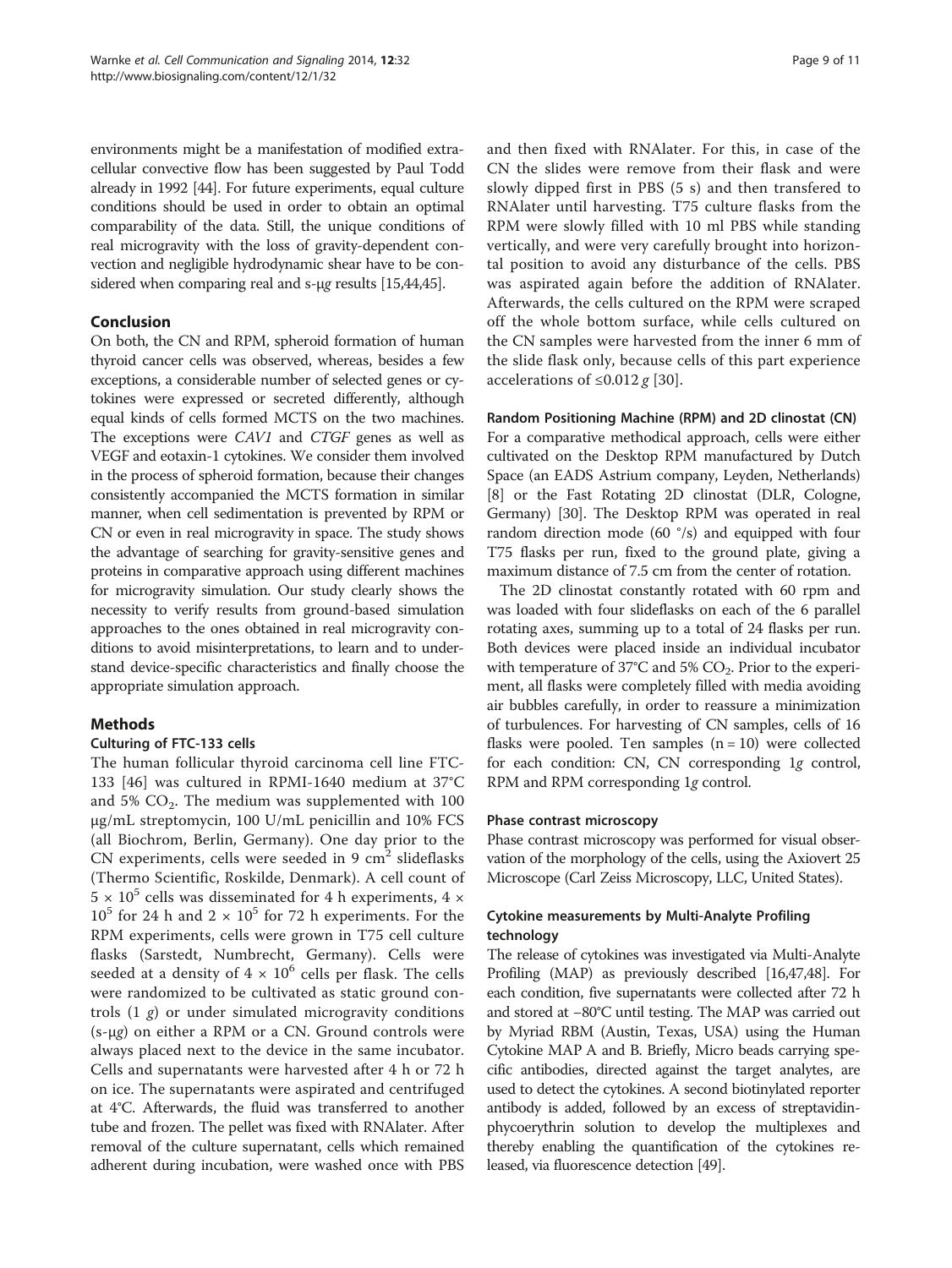environments might be a manifestation of modified extracellular convective flow has been suggested by Paul Todd already in 1992 [44]. For future experiments, equal culture conditions should be used in order to obtain an optimal comparability of the data. Still, the unique conditions of real microgravity with the loss of gravity-dependent convection and negligible hydrodynamic shear have to be considered when comparing real and s-μ*g* results [15,44,45].

## Conclusion

On both, the CN and RPM, spheroid formation of human thyroid cancer cells was observed, whereas, besides a few exceptions, a considerable number of selected genes or cytokines were expressed or secreted differently, although equal kinds of cells formed MCTS on the two machines. The exceptions were *CAV1* and *CTGF* genes as well as VEGF and eotaxin-1 cytokines. We consider them involved in the process of spheroid formation, because their changes consistently accompanied the MCTS formation in similar manner, when cell sedimentation is prevented by RPM or CN or even in real microgravity in space. The study shows the advantage of searching for gravity-sensitive genes and proteins in comparative approach using different machines for microgravity simulation. Our study clearly shows the necessity to verify results from ground-based simulation approaches to the ones obtained in real microgravity conditions to avoid misinterpretations, to learn and to understand device-specific characteristics and finally choose the appropriate simulation approach.

## Methods

### Culturing of FTC-133 cells

The human follicular thyroid carcinoma cell line FTC-133 [46] was cultured in RPMI-1640 medium at 37°C and 5% $CO_2$. The medium was supplemented with 100 μg/mL streptomycin, 100 U/mL penicillin and 10% FCS (all Biochrom, Berlin, Germany). One day prior to the CN experiments, cells were seeded in 9 $cm^2$ slideflasks (Thermo Scientific, Roskilde, Denmark). A cell count of $5 \times 10^5$ cells was disseminated for 4 h experiments, $4 \times 10^5$ for 24 h and $2 \times 10^5$ for 72 h experiments. For the RPM experiments, cells were grown in T75 cell culture flasks (Sarstedt, Numbrecht, Germany). Cells were seeded at a density of $4 \times 10^6$ cells per flask. The cells were randomized to be cultivated as static ground controls (1 *g*) or under simulated microgravity conditions (s-μ*g*) on either a RPM or a CN. Ground controls were always placed next to the device in the same incubator. Cells and supernatants were harvested after 4 h or 72 h on ice. The supernatants were aspirated and centrifuged at 4°C. Afterwards, the fluid was transferred to another tube and frozen. The pellet was fixed with RNAlater. After removal of the culture supernatant, cells which remained adherent during incubation, were washed once with PBS and then fixed with RNAlater. For this, in case of the CN the slides were remove from their flask and were slowly dipped first in PBS (5 s) and then transfered to RNAlater until harvesting. T75 culture flasks from the RPM were slowly filled with 10 ml PBS while standing vertically, and were very carefully brought into horizontal position to avoid any disturbance of the cells. PBS was aspirated again before the addition of RNAlater. Afterwards, the cells cultured on the RPM were scraped off the whole bottom surface, while cells cultured on the CN samples were harvested from the inner 6 mm of the slide flask only, because cells of this part experience accelerations of ≤0.012 *g* [30].

### Random Positioning Machine (RPM) and 2D clinostat (CN)

For a comparative methodical approach, cells were either cultivated on the Desktop RPM manufactured by Dutch Space (an EADS Astrium company, Leyden, Netherlands) [8] or the Fast Rotating 2D clinostat (DLR, Cologne, Germany) [30]. The Desktop RPM was operated in real random direction mode (60 °/s) and equipped with four T75 flasks per run, fixed to the ground plate, giving a maximum distance of 7.5 cm from the center of rotation.

The 2D clinostat constantly rotated with 60 rpm and was loaded with four slideflasks on each of the 6 parallel rotating axes, summing up to a total of 24 flasks per run. Both devices were placed inside an individual incubator with temperature of 37°C and 5% $CO_2$. Prior to the experiment, all flasks were completely filled with media avoiding air bubbles carefully, in order to reassure a minimization of turbulences. For harvesting of CN samples, cells of 16 flasks were pooled. Ten samples (n = 10) were collected for each condition: CN, CN corresponding 1*g* control, RPM and RPM corresponding 1*g* control.

### Phase contrast microscopy

Phase contrast microscopy was performed for visual observation of the morphology of the cells, using the Axiovert 25 Microscope (Carl Zeiss Microscopy, LLC, United States).

### Cytokine measurements by Multi-Analyte Profiling technology

The release of cytokines was investigated via Multi-Analyte Profiling (MAP) as previously described [16,47,48]. For each condition, five supernatants were collected after 72 h and stored at −80°C until testing. The MAP was carried out by Myriad RBM (Austin, Texas, USA) using the Human Cytokine MAP A and B. Briefly, Micro beads carrying specific antibodies, directed against the target analytes, are used to detect the cytokines. A second biotinylated reporter antibody is added, followed by an excess of streptavidin-phycoerythrin solution to develop the multiplexes and thereby enabling the quantification of the cytokines released, via fluorescence detection [49].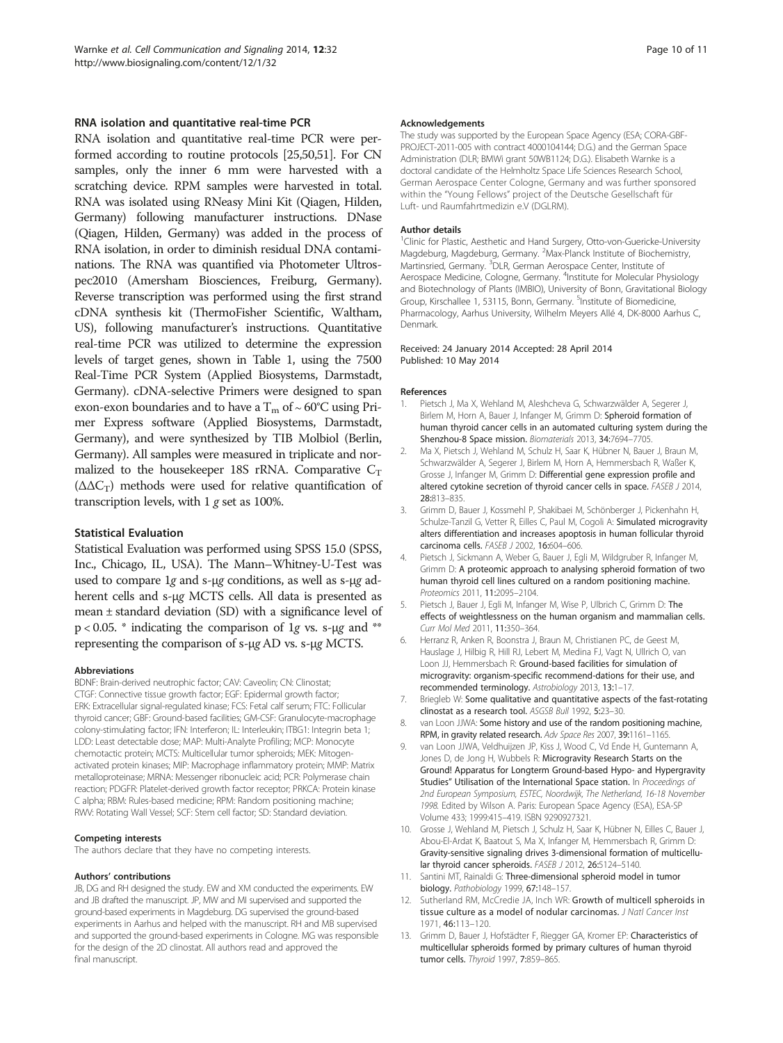### RNA isolation and quantitative real-time PCR

RNA isolation and quantitative real-time PCR were performed according to routine protocols [25,50,51]. For CN samples, only the inner 6 mm were harvested with a scratching device. RPM samples were harvested in total. RNA was isolated using RNeasy Mini Kit (Qiagen, Hilden, Germany) following manufacturer instructions. DNase (Qiagen, Hilden, Germany) was added in the process of RNA isolation, in order to diminish residual DNA contaminations. The RNA was quantified via Photometer Ultrospec2010 (Amersham Biosciences, Freiburg, Germany). Reverse transcription was performed using the first strand cDNA synthesis kit (ThermoFisher Scientific, Waltham, US), following manufacturer's instructions. Quantitative real-time PCR was utilized to determine the expression levels of target genes, shown in Table 1, using the 7500 Real-Time PCR System (Applied Biosystems, Darmstadt, Germany). cDNA-selective Primers were designed to span exon-exon boundaries and to have a $T_m$ of ~ 60°C using Primer Express software (Applied Biosystems, Darmstadt, Germany), and were synthesized by TIB Molbiol (Berlin, Germany). All samples were measured in triplicate and normalized to the housekeeper 18S rRNA. Comparative $C_T$ ($\Delta\Delta C_T$) methods were used for relative quantification of transcription levels, with 1 *g* set as 100%.

### Statistical Evaluation

Statistical Evaluation was performed using SPSS 15.0 (SPSS, Inc., Chicago, IL, USA). The Mann–Whitney-U-Test was used to compare 1*g* and s-μ*g* conditions, as well as s-μ*g* adherent cells and s-μ*g* MCTS cells. All data is presented as mean ± standard deviation (SD) with a significance level of $p < 0.05$. * indicating the comparison of 1*g* vs. s-μ*g* and ** representing the comparison of s-μ*g* AD vs. s-μ*g* MCTS.

#### Abbreviations

BDNF: Brain-derived neutrophic factor; CAV: Caveolin; CN: Clinostat; CTGF: Connective tissue growth factor; EGF: Epidermal growth factor; ERK: Extracellular signal-regulated kinase; FCS: Fetal calf serum; FTC: Follicular thyroid cancer; GBF: Ground-based facilities; GM-CSF: Granulocyte-macrophage colony-stimulating factor; IFN: Interferon; IL: Interleukin; ITBG1: Integrin beta 1; LDD: Least detectable dose; MAP: Multi-Analyte Profiling; MCP: Monocyte chemotactic protein; MCTS: Multicellular tumor spheroids; MEK: Mitogen-activated protein kinases; MIP: Macrophage inflammatory protein; MMP: Matrix metalloproteinase; MRNA: Messenger ribonucleic acid; PCR: Polymerase chain reaction; PDGFR: Platelet-derived growth factor receptor; PRKCA: Protein kinase C alpha; RBM: Rules-based medicine; RPM: Random positioning machine; RWV: Rotating Wall Vessel; SCF: Stem cell factor; SD: Standard deviation.

#### Competing interests

The authors declare that they have no competing interests.

#### Authors' contributions

JB, DG and RH designed the study. EW and XM conducted the experiments. EW and JB drafted the manuscript. JP, MW and MI supervised and supported the ground-based experiments in Magdeburg. DG supervised the ground-based experiments in Aarhus and helped with the manuscript. RH and MB supervised and supported the ground-based experiments in Cologne. MG was responsible for the design of the 2D clinostat. All authors read and approved the final manuscript.

#### Acknowledgements

The study was supported by the European Space Agency (ESA; CORA-GBF-PROJECT-2011-005 with contract 4000104144; D.G.) and the German Space Administration (DLR; BMWi grant 50WB1124; D.G.). Elisabeth Warnke is a doctoral candidate of the Helmholtz Space Life Sciences Research School, German Aerospace Center Cologne, Germany and was further sponsored within the "Young Fellows" project of the Deutsche Gesellschaft für Luft- und Raumfahrtmedizin e.V (DGLRM).

#### Author details

[1]Clinic for Plastic, Aesthetic and Hand Surgery, Otto-von-Guericke-University Magdeburg, Magdeburg, Germany. [2]Max-Planck Institute of Biochemistry, Martinsried, Germany. [3]DLR, German Aerospace Center, Institute of Aerospace Medicine, Cologne, Germany. [4]Institute for Molecular Physiology and Biotechnology of Plants (IMBIO), University of Bonn, Gravitational Biology Group, Kirschallee 1, 53115, Bonn, Germany. [5]Institute of Biomedicine, Pharmacology, Aarhus University, Wilhelm Meyers Allé 4, DK-8000 Aarhus C, Denmark.

Received: 24 January 2014 Accepted: 28 April 2014
Published: 10 May 2014

#### References

1. Pietsch J, Ma X, Wehland M, Aleshcheva G, Schwarzwälder A, Segerer J, Birlem M, Horn A, Bauer J, Infanger M, Grimm D: **Spheroid formation of human thyroid cancer cells in an automated culturing system during the Shenzhou-8 Space mission.** *Biomaterials* 2013, **34:**7694–7705.
2. Ma X, Pietsch J, Wehland M, Schulz H, Saar K, Hübner N, Bauer J, Braun M, Schwarzwälder A, Segerer J, Birlem M, Horn A, Hemmersbach R, Waßer K, Grosse J, Infanger M, Grimm D: **Differential gene expression profile and altered cytokine secretion of thyroid cancer cells in space.** *FASEB J* 2014, **28:**813–835.
3. Grimm D, Bauer J, Kossmehl P, Shakibaei M, Schönberger J, Pickenhahn H, Schulze-Tanzil G, Vetter R, Eilles C, Paul M, Cogoli A: **Simulated microgravity alters differentiation and increases apoptosis in human follicular thyroid carcinoma cells.** *FASEB J* 2002, **16:**604–606.
4. Pietsch J, Sickmann A, Weber G, Bauer J, Egli M, Wildgruber R, Infanger M, Grimm D: **A proteomic approach to analysing spheroid formation of two human thyroid cell lines cultured on a random positioning machine.** *Proteomics* 2011, **11:**2095–2104.
5. Pietsch J, Bauer J, Egli M, Infanger M, Wise P, Ulbrich C, Grimm D: **The effects of weightlessness on the human organism and mammalian cells.** *Curr Mol Med* 2011, **11:**350–364.
6. Herranz R, Anken R, Boonstra J, Braun M, Christianen PC, de Geest M, Hauslage J, Hilbig R, Hill RJ, Lebert M, Medina FJ, Vagt N, Ullrich O, van Loon JJ, Hemmersbach R: **Ground-based facilities for simulation of microgravity: organism-specific recommend-dations for their use, and recommended terminology.** *Astrobiology* 2013, **13:**1–17.
7. Briegleb W: **Some qualitative and quantitative aspects of the fast-rotating clinostat as a research tool.** *ASGSB Bull* 1992, **5:**23–30.
8. van Loon JJWA: **Some history and use of the random positioning machine, RPM, in gravity related research.** *Adv Space Res* 2007, **39:**1161–1165.
9. van Loon JJWA, Veldhuijzen JP, Kiss J, Wood C, Vd Ende H, Guntemann A, Jones D, de Jong H, Wubbels R: **Microgravity Research Starts on the Ground! Apparatus for Longterm Ground-based Hypo- and Hypergravity Studies" Utilisation of the International Space station.** In *Proceedings of 2nd European Symposium, ESTEC, Noordwijk, The Netherland, 16-18 November 1998.* Edited by Wilson A. Paris: European Space Agency (ESA), ESA-SP Volume 433; 1999:415–419. ISBN 9290927321.
10. Grosse J, Wehland M, Pietsch J, Schulz H, Saar K, Hübner N, Eilles C, Bauer J, Abou-El-Ardat K, Baatout S, Ma X, Infanger M, Hemmersbach R, Grimm D: **Gravity-sensitive signaling drives 3-dimensional formation of multicellular thyroid cancer spheroids.** *FASEB J* 2012, **26:**5124–5140.
11. Santini MT, Rainaldi G: **Three-dimensional spheroid model in tumor biology.** *Pathobiology* 1999, **67:**148–157.
12. Sutherland RM, McCredie JA, Inch WR: **Growth of multicell spheroids in tissue culture as a model of nodular carcinomas.** *J Natl Cancer Inst* 1971, **46:**113–120.
13. Grimm D, Bauer J, Hofstädter F, Riegger GA, Kromer EP: **Characteristics of multicellular spheroids formed by primary cultures of human thyroid tumor cells.** *Thyroid* 1997, **7:**859–865.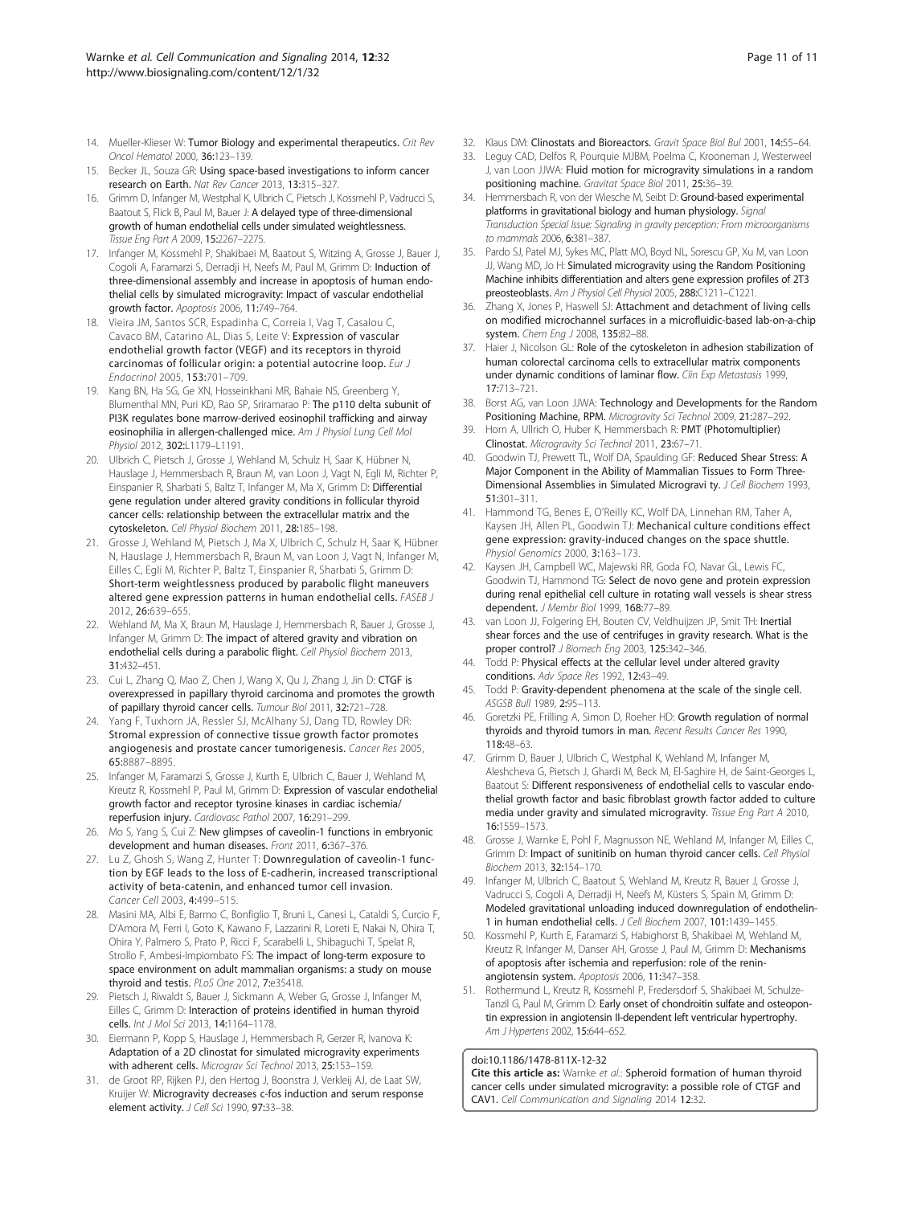14. Mueller-Klieser W: **Tumor Biology and experimental therapeutics.** *Crit Rev Oncol Hematol* 2000, **36:**123–139.
15. Becker JL, Souza GR: **Using space-based investigations to inform cancer research on Earth.** *Nat Rev Cancer* 2013, **13:**315–327.
16. Grimm D, Infanger M, Westphal K, Ulbrich C, Pietsch J, Kossmehl P, Vadrucci S, Baatout S, Flick B, Paul M, Bauer J: **A delayed type of three-dimensional growth of human endothelial cells under simulated weightlessness.** *Tissue Eng Part A* 2009, **15:**2267–2275.
17. Infanger M, Kossmehl P, Shakibaei M, Baatout S, Witzing A, Grosse J, Bauer J, Cogoli A, Faramarzi S, Derradji H, Neefs M, Paul M, Grimm D: **Induction of three-dimensional assembly and increase in apoptosis of human endothelial cells by simulated microgravity: Impact of vascular endothelial growth factor.** *Apoptosis* 2006, **11:**749–764.
18. Vieira JM, Santos SCR, Espadinha C, Correia I, Vag T, Casalou C, Cavaco BM, Catarino AL, Dias S, Leite V: **Expression of vascular endothelial growth factor (VEGF) and its receptors in thyroid carcinomas of follicular origin: a potential autocrine loop.** *Eur J Endocrinol* 2005, **153:**701–709.
19. Kang BN, Ha SG, Ge XN, Hosseinkhani MR, Bahaie NS, Greenberg Y, Blumenthal MN, Puri KD, Rao SP, Sriramarao P: **The p110 delta subunit of PI3K regulates bone marrow-derived eosinophil trafficking and airway eosinophilia in allergen-challenged mice.** *Am J Physiol Lung Cell Mol Physiol* 2012, **302:**L1179–L1191.
20. Ulbrich C, Pietsch J, Grosse J, Wehland M, Schulz H, Saar K, Hübner N, Hauslage J, Hemmersbach R, Braun M, van Loon J, Vagt N, Egli M, Richter P, Einspanier R, Sharbati S, Baltz T, Infanger M, Ma X, Grimm D: **Differential gene regulation under altered gravity conditions in follicular thyroid cancer cells: relationship between the extracellular matrix and the cytoskeleton.** *Cell Physiol Biochem* 2011, **28:**185–198.
21. Grosse J, Wehland M, Pietsch J, Ma X, Ulbrich C, Schulz H, Saar K, Hübner N, Hauslage J, Hemmersbach R, Braun M, van Loon J, Vagt N, Infanger M, Eilles C, Egli M, Richter P, Baltz T, Einspanier R, Sharbati S, Grimm D: **Short-term weightlessness produced by parabolic flight maneuvers altered gene expression patterns in human endothelial cells.** *FASEB J* 2012, **26:**639–655.
22. Wehland M, Ma X, Braun M, Hauslage J, Hemmersbach R, Bauer J, Grosse J, Infanger M, Grimm D: **The impact of altered gravity and vibration on endothelial cells during a parabolic flight.** *Cell Physiol Biochem* 2013, **31:**432–451.
23. Cui L, Zhang Q, Mao Z, Chen J, Wang X, Qu J, Zhang J, Jin D: **CTGF is overexpressed in papillary thyroid carcinoma and promotes the growth of papillary thyroid cancer cells.** *Tumour Biol* 2011, **32:**721–728.
24. Yang F, Tuxhorn JA, Ressler SJ, McAlhany SJ, Dang TD, Rowley DR: **Stromal expression of connective tissue growth factor promotes angiogenesis and prostate cancer tumorigenesis.** *Cancer Res* 2005, **65:**8887–8895.
25. Infanger M, Faramarzi S, Grosse J, Kurth E, Ulbrich C, Bauer J, Wehland M, Kreutz R, Kossmehl P, Paul M, Grimm D: **Expression of vascular endothelial growth factor and receptor tyrosine kinases in cardiac ischemia/reperfusion injury.** *Cardiovasc Pathol* 2007, **16:**291–299.
26. Mo S, Yang S, Cui Z: **New glimpses of caveolin-1 functions in embryonic development and human diseases.** *Front* 2011, **6:**367–376.
27. Lu Z, Ghosh S, Wang Z, Hunter T: **Downregulation of caveolin-1 function by EGF leads to the loss of E-cadherin, increased transcriptional activity of beta-catenin, and enhanced tumor cell invasion.** *Cancer Cell* 2003, **4:**499–515.
28. Masini MA, Albi E, Barmo C, Bonfiglio T, Bruni L, Canesi L, Cataldi S, Curcio F, D'Amora M, Ferri I, Goto K, Kawano F, Lazzarini R, Loreti E, Nakai N, Ohira T, Ohira Y, Palmero S, Prato P, Ricci F, Scarabelli L, Shibaguchi T, Spelat R, Strollo F, Ambesi-Impiombato FS: **The impact of long-term exposure to space environment on adult mammalian organisms: a study on mouse thyroid and testis.** *PLoS One* 2012, **7:**e35418.
29. Pietsch J, Riwaldt S, Bauer J, Sickmann A, Weber G, Grosse J, Infanger M, Eilles C, Grimm D: **Interaction of proteins identified in human thyroid cells.** *Int J Mol Sci* 2013, **14:**1164–1178.
30. Eiermann P, Kopp S, Hauslage J, Hemmersbach R, Gerzer R, Ivanova K: **Adaptation of a 2D clinostat for simulated microgravity experiments with adherent cells.** *Micrograv Sci Technol* 2013, **25:**153–159.
31. de Groot RP, Rijken PJ, den Hertog J, Boonstra J, Verkleij AJ, de Laat SW, Kruijer W: **Microgravity decreases c-fos induction and serum response element activity.** *J Cell Sci* 1990, **97:**33–38.
32. Klaus DM: **Clinostats and Bioreactors.** *Gravit Space Biol Bul* 2001, **14:**55–64.
33. Leguy CAD, Delfos R, Pourquie MJBM, Poelma C, Krooneman J, Westerweel J, van Loon JJWA: **Fluid motion for microgravity simulations in a random positioning machine.** *Gravitat Space Biol* 2011, **25:**36–39.
34. Hemmersbach R, von der Wiesche M, Seibt D: **Ground-based experimental platforms in gravitational biology and human physiology.** *Signal Transduction Special Issue: Signaling in gravity perception: From microorganisms to mammals* 2006, **6:**381–387.
35. Pardo SJ, Patel MJ, Sykes MC, Platt MO, Boyd NL, Sorescu GP, Xu M, van Loon JJ, Wang MD, Jo H: **Simulated microgravity using the Random Positioning Machine inhibits differentiation and alters gene expression profiles of 2T3 preosteoblasts.** *Am J Physiol Cell Physiol* 2005, **288:**C1211–C1221.
36. Zhang X, Jones P, Haswell SJ: **Attachment and detachment of living cells on modified microchannel surfaces in a microfluidic-based lab-on-a-chip system.** *Chem Eng J* 2008, **135:**82–88.
37. Haier J, Nicolson GL: **Role of the cytoskeleton in adhesion stabilization of human colorectal carcinoma cells to extracellular matrix components under dynamic conditions of laminar flow.** *Clin Exp Metastasis* 1999, **17:**713–721.
38. Borst AG, van Loon JJWA: **Technology and Developments for the Random Positioning Machine, RPM.** *Microgravity Sci Technol* 2009, **21:**287–292.
39. Horn A, Ullrich O, Huber K, Hemmersbach R: **PMT (Photomultiplier) Clinostat.** *Microgravity Sci Technol* 2011, **23:**67–71.
40. Goodwin TJ, Prewett TL, Wolf DA, Spaulding GF: **Reduced Shear Stress: A Major Component in the Ability of Mammalian Tissues to Form Three-Dimensional Assemblies in Simulated Microgravi ty.** *J Cell Biochem* 1993, **51:**301–311.
41. Hammond TG, Benes E, O'Reilly KC, Wolf DA, Linnehan RM, Taher A, Kaysen JH, Allen PL, Goodwin TJ: **Mechanical culture conditions effect gene expression: gravity-induced changes on the space shuttle.** *Physiol Genomics* 2000, **3:**163–173.
42. Kaysen JH, Campbell WC, Majewski RR, Goda FO, Navar GL, Lewis FC, Goodwin TJ, Hammond TG: **Select de novo gene and protein expression during renal epithelial cell culture in rotating wall vessels is shear stress dependent.** *J Membr Biol* 1999, **168:**77–89.
43. van Loon JJ, Folgering EH, Bouten CV, Veldhuijzen JP, Smit TH: **Inertial shear forces and the use of centrifuges in gravity research. What is the proper control?** *J Biomech Eng* 2003, **125:**342–346.
44. Todd P: **Physical effects at the cellular level under altered gravity conditions.** *Adv Space Res* 1992, **12:**43–49.
45. Todd P: **Gravity-dependent phenomena at the scale of the single cell.** *ASGSB Bull* 1989, **2:**95–113.
46. Goretzki PE, Frilling A, Simon D, Roeher HD: **Growth regulation of normal thyroids and thyroid tumors in man.** *Recent Results Cancer Res* 1990, **118:**48–63.
47. Grimm D, Bauer J, Ulbrich C, Westphal K, Wehland M, Infanger M, Aleshcheva G, Pietsch J, Ghardi M, Beck M, El-Saghire H, de Saint-Georges L, Baatout S: **Different responsiveness of endothelial cells to vascular endothelial growth factor and basic fibroblast growth factor added to culture media under gravity and simulated microgravity.** *Tissue Eng Part A* 2010, **16:**1559–1573.
48. Grosse J, Warnke E, Pohl F, Magnusson NE, Wehland M, Infanger M, Eilles C, Grimm D: **Impact of sunitinib on human thyroid cancer cells.** *Cell Physiol Biochem* 2013, **32:**154–170.
49. Infanger M, Ulbrich C, Baatout S, Wehland M, Kreutz R, Bauer J, Grosse J, Vadrucci S, Cogoli A, Derradji H, Neefs M, Küsters S, Spain M, Grimm D: **Modeled gravitational unloading induced downregulation of endothelin-1 in human endothelial cells.** *J Cell Biochem* 2007, **101:**1439–1455.
50. Kossmehl P, Kurth E, Faramarzi S, Habighorst B, Shakibaei M, Wehland M, Kreutz R, Infanger M, Danser AH, Grosse J, Paul M, Grimm D: **Mechanisms of apoptosis after ischemia and reperfusion: role of the renin-angiotensin system.** *Apoptosis* 2006, **11:**347–358.
51. Rothermund L, Kreutz R, Kossmehl P, Fredersdorf S, Shakibaei M, Schulze-Tanzil G, Paul M, Grimm D: **Early onset of chondroitin sulfate and osteopontin expression in angiotensin II-dependent left ventricular hypertrophy.** *Am J Hypertens* 2002, **15:**644–652.

doi:10.1186/1478-811X-12-32

**Cite this article as:** Warnke *et al.*: Spheroid formation of human thyroid cancer cells under simulated microgravity: a possible role of CTGF and CAV1. *Cell Communication and Signaling* 2014 **12**:32.